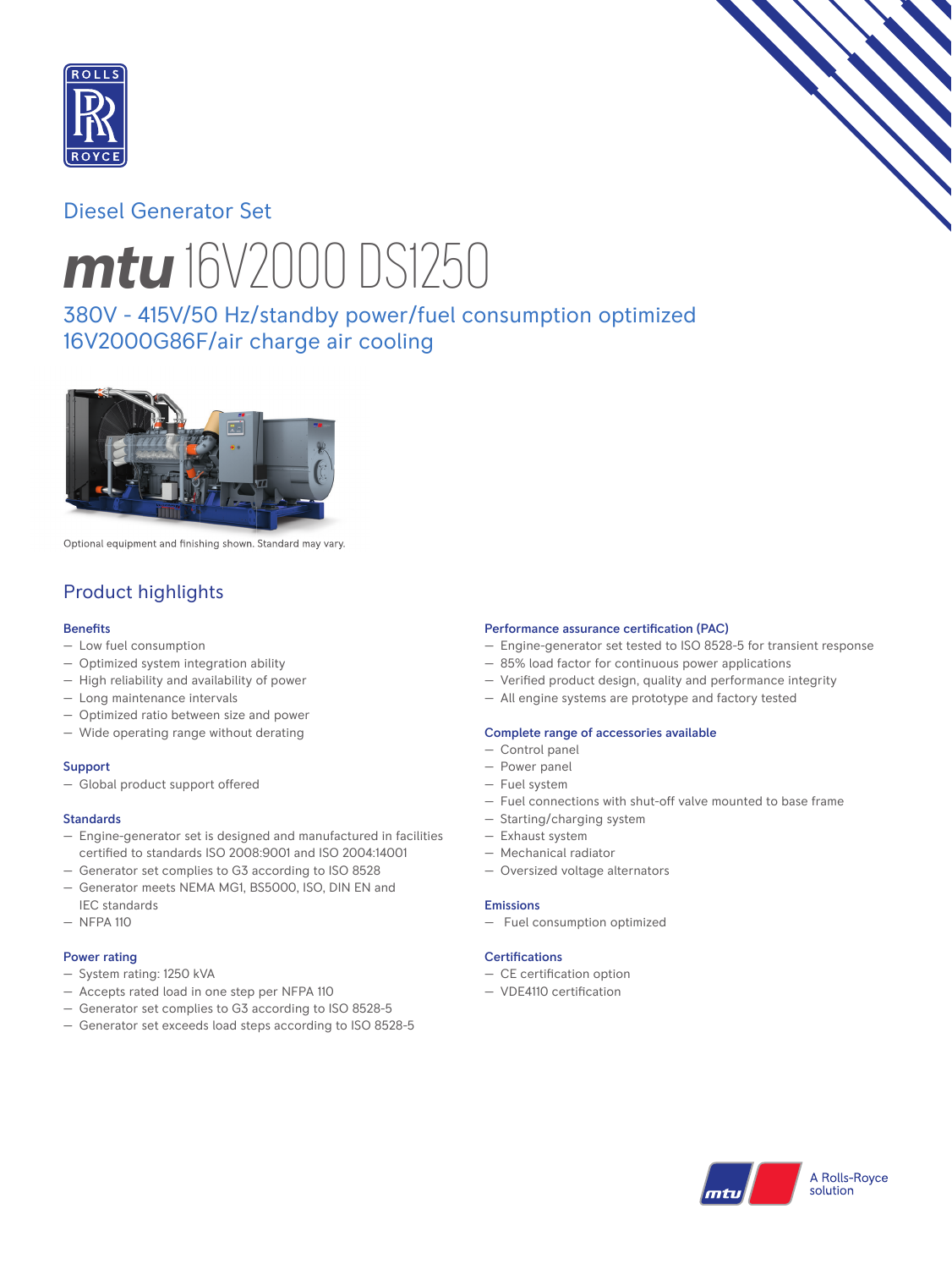Diesel Generator Set

# mtu 16V2000 DS1250

## 380V - 415V/50 Hz/standby power/fuel consumption optimized 16V2000G86F/air charge air cooling

Optional equipment and finishing shown. Standard may vary.

## Product highlights

### Benefits

- Low fuel consumption
- Optimized system integration ability
- High reliability and availability of power
- Long maintenance intervals
- Optimized ratio between size and power
- Wide operating range without derating

### Support

- Global product support offered

### Standards

- Engine-generator set is designed and manufactured in facilities certified to standards ISO 2008:9001 and ISO 2004:14001
- Generator set complies to G3 according to ISO 8528
- Generator meets NEMA MG1, BS5000, ISO, DIN EN and IEC standards
- NFPA 110

### Power rating

- System rating: 1250 kVA
- Accepts rated load in one step per NFPA 110
- Generator set complies to G3 according to ISO 8528-5
- Generator set exceeds load steps according to ISO 8528-5

### Performance assurance certification (PAC)

- Engine-generator set tested to ISO 8528-5 for transient response
- 85% load factor for continuous power applications
- Verified product design, quality and performance integrity
- All engine systems are prototype and factory tested

### Complete range of accessories available

- Control panel
- Power panel
- Fuel system
- Fuel connections with shut-off valve mounted to base frame
- Starting/charging system
- Exhaust system
- Mechanical radiator
- Oversized voltage alternators

### Emissions

- Fuel consumption optimized

### Certifications

- CE certification option
- VDE4110 certification

A Rolls-Royce solution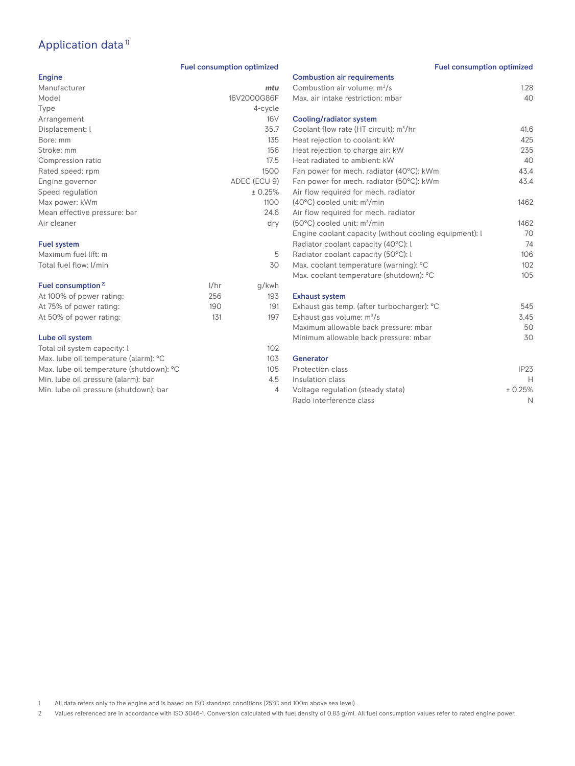# Application data[1]

## Engine

| Engine | Fuel consumption optimized |
|---|---|
| Manufacturer | *mtu* |
| Model | 16V2000G86F |
| Type | 4-cycle |
| Arrangement | 16V |
| Displacement: l | 35.7 |
| Bore: mm | 135 |
| Stroke: mm | 156 |
| Compression ratio | 17.5 |
| Rated speed: rpm | 1500 |
| Engine governor | ADEC (ECU 9) |
| Speed regulation | ± 0.25% |
| Max power: kWm | 1100 |
| Mean effective pressure: bar | 24.6 |
| Air cleaner | dry |

## Fuel system

| Fuel system | Fuel consumption optimized |
|---|---|
| Maximum fuel lift: m | 5 |
| Total fuel flow: l/min | 30 |

## Fuel consumption[2]

| Fuel consumption | l/hr | g/kwh |
|---|---|---|
| At 100% of power rating: | 256 | 193 |
| At 75% of power rating: | 190 | 191 |
| At 50% of power rating: | 131 | 197 |

## Lube oil system

| Lube oil system | Fuel consumption optimized |
|---|---|
| Total oil system capacity: l | 102 |
| Max. lube oil temperature (alarm): °C | 103 |
| Max. lube oil temperature (shutdown): °C | 105 |
| Min. lube oil pressure (alarm): bar | 4.5 |
| Min. lube oil pressure (shutdown): bar | 4 |

## Combustion air requirements

| Combustion air requirements | Fuel consumption optimized |
|---|---|
| Combustion air volume: $m^3/s$ | 1.28 |
| Max. air intake restriction: mbar | 40 |

## Cooling/radiator system

| Cooling/radiator system | Fuel consumption optimized |
|---|---|
| Coolant flow rate (HT circuit): $m^3/hr$ | 41.6 |
| Heat rejection to coolant: kW | 425 |
| Heat rejection to charge air: kW | 235 |
| Heat radiated to ambient: kW | 40 |
| Fan power for mech. radiator (40°C): kWm | 43.4 |
| Fan power for mech. radiator (50°C): kWm | 43.4 |
| Air flow required for mech. radiator (40°C) cooled unit: $m^3/min$ | 1462 |
| Air flow required for mech. radiator (50°C) cooled unit: $m^3/min$ | 1462 |
| Engine coolant capacity (without cooling equipment): l | 70 |
| Radiator coolant capacity (40°C): l | 74 |
| Radiator coolant capacity (50°C): l | 106 |
| Max. coolant temperature (warning): °C | 102 |
| Max. coolant temperature (shutdown): °C | 105 |

## Exhaust system

| Exhaust system | Fuel consumption optimized |
|---|---|
| Exhaust gas temp. (after turbocharger): °C | 545 |
| Exhaust gas volume: $m^3/s$ | 3.45 |
| Maximum allowable back pressure: mbar | 50 |
| Minimum allowable back pressure: mbar | 30 |

## Generator

| Generator | Fuel consumption optimized |
|---|---|
| Protection class | IP23 |
| Insulation class | H |
| Voltage regulation (steady state) | ± 0.25% |
| Rado interference class | N |

1 All data refers only to the engine and is based on ISO standard conditions (25°C and 100m above sea level).

2 Values referenced are in accordance with ISO 3046-1. Conversion calculated with fuel density of 0.83 g/ml. All fuel consumption values refer to rated engine power.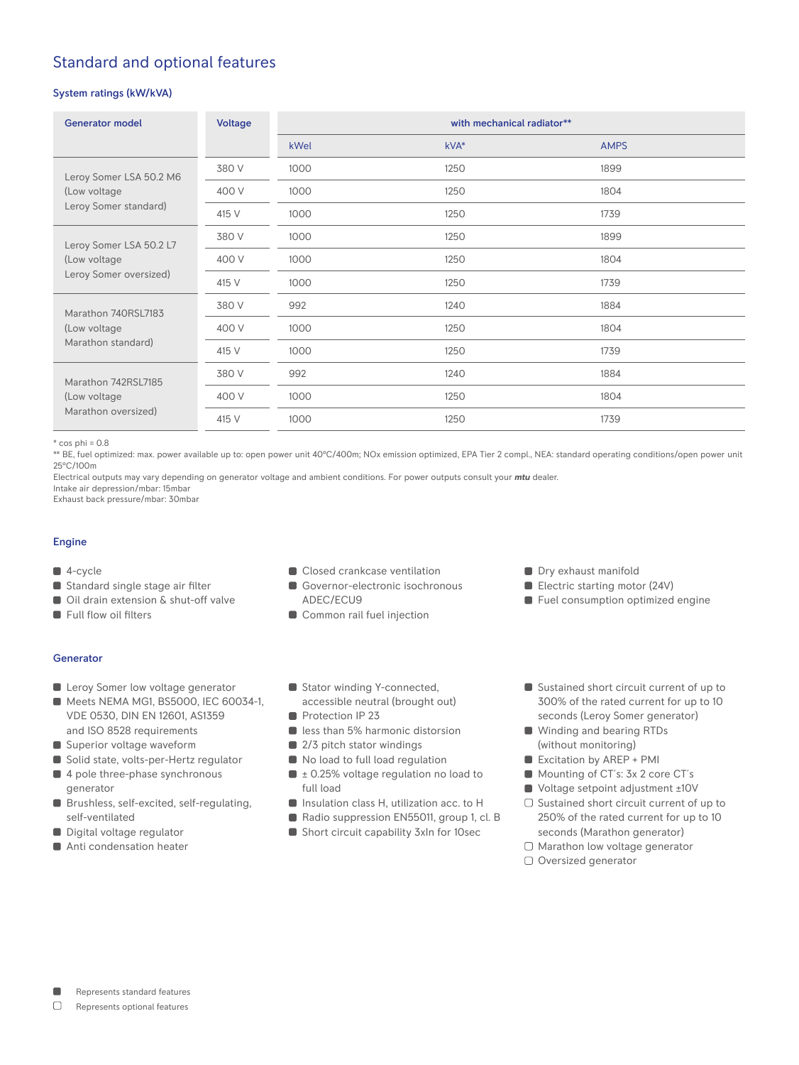## Standard and optional features

### System ratings (kW/kVA)

| Generator model | Voltage | with mechanical radiator** | | |
|---|---|---|---|---|
| | | kWel | kVA* | AMPS |
| Leroy Somer LSA 50.2 M6 (Low voltage Leroy Somer standard) | 380 V | 1000 | 1250 | 1899 |
| | 400 V | 1000 | 1250 | 1804 |
| | 415 V | 1000 | 1250 | 1739 |
| Leroy Somer LSA 50.2 L7 (Low voltage Leroy Somer oversized) | 380 V | 1000 | 1250 | 1899 |
| | 400 V | 1000 | 1250 | 1804 |
| | 415 V | 1000 | 1250 | 1739 |
| Marathon 740RSL7183 (Low voltage Marathon standard) | 380 V | 992 | 1240 | 1884 |
| | 400 V | 1000 | 1250 | 1804 |
| | 415 V | 1000 | 1250 | 1739 |
| Marathon 742RSL7185 (Low voltage Marathon oversized) | 380 V | 992 | 1240 | 1884 |
| | 400 V | 1000 | 1250 | 1804 |
| | 415 V | 1000 | 1250 | 1739 |

* cos phi = 0.8
** BE, fuel optimized: max. power available up to: open power unit 40°C/400m; NOx emission optimized, EPA Tier 2 compl., NEA: standard operating conditions/open power unit 25°C/100m
Electrical outputs may vary depending on generator voltage and ambient conditions. For power outputs consult your ***mtu*** dealer.
Intake air depression/mbar: 15mbar
Exhaust back pressure/mbar: 30mbar

### Engine

- ■ 4-cycle
- ■ Standard single stage air filter
- ■ Oil drain extension & shut-off valve
- ■ Full flow oil filters
- ■ Closed crankcase ventilation
- ■ Governor-electronic isochronous ADEC/ECU9
- ■ Common rail fuel injection
- ■ Dry exhaust manifold
- ■ Electric starting motor (24V)
- ■ Fuel consumption optimized engine

### Generator

- ■ Leroy Somer low voltage generator
- ■ Meets NEMA MG1, BS5000, IEC 60034-1, VDE 0530, DIN EN 12601, AS1359 and ISO 8528 requirements
- ■ Superior voltage waveform
- ■ Solid state, volts-per-Hertz regulator
- ■ 4 pole three-phase synchronous generator
- ■ Brushless, self-excited, self-regulating, self-ventilated
- ■ Digital voltage regulator
- ■ Anti condensation heater
- ■ Stator winding Y-connected, accessible neutral (brought out)
- ■ Protection IP 23
- ■ less than 5% harmonic distorsion
- ■ 2/3 pitch stator windings
- ■ No load to full load regulation
- ■ ± 0.25% voltage regulation no load to full load
- ■ Insulation class H, utilization acc. to H
- ■ Radio suppression EN55011, group 1, cl. B
- ■ Short circuit capability 3xIn for 10sec
- ■ Sustained short circuit current of up to 300% of the rated current for up to 10 seconds (Leroy Somer generator)
- ■ Winding and bearing RTDs (without monitoring)
- ■ Excitation by AREP + PMI
- ■ Mounting of CT´s: 3x 2 core CT´s
- ■ Voltage setpoint adjustment ±10V
- □ Sustained short circuit current of up to 250% of the rated current for up to 10 seconds (Marathon generator)
- □ Marathon low voltage generator
- □ Oversized generator

■ Represents standard features
□ Represents optional features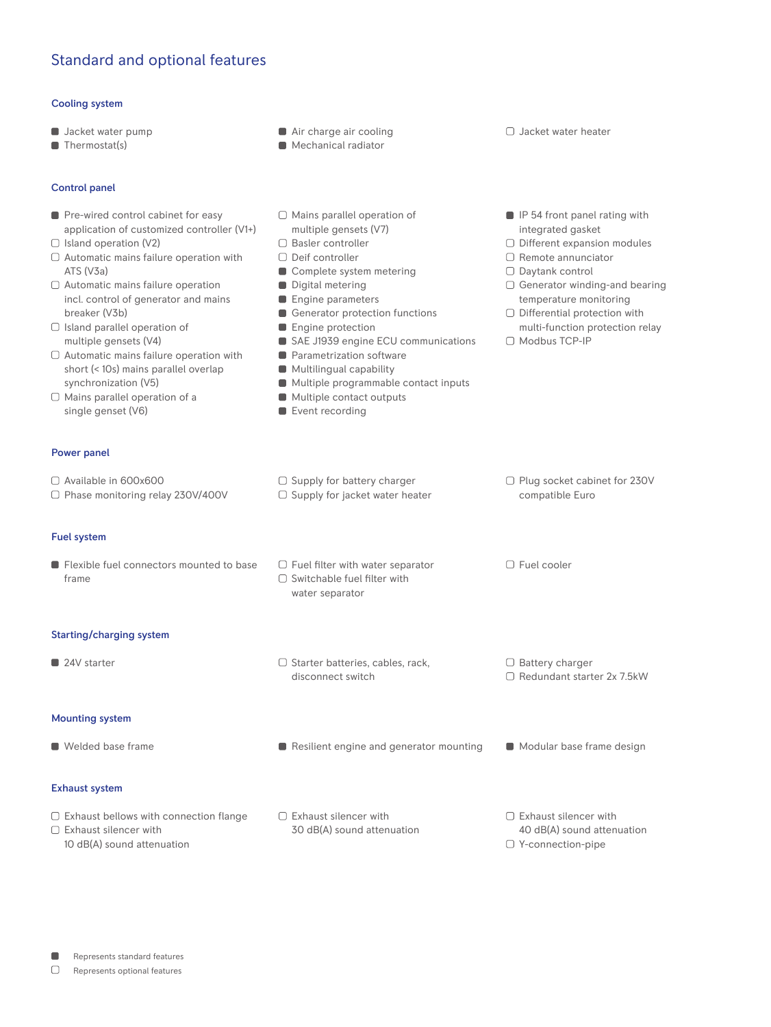# Standard and optional features

## Cooling system

- ■ Jacket water pump
- ■ Thermostat(s)
- ■ Air charge air cooling
- ■ Mechanical radiator
- ☐ Jacket water heater

## Control panel

- ■ Pre-wired control cabinet for easy application of customized controller (V1+)
- ☐ Island operation (V2)
- ☐ Automatic mains failure operation with ATS (V3a)
- ☐ Automatic mains failure operation incl. control of generator and mains breaker (V3b)
- ☐ Island parallel operation of multiple gensets (V4)
- ☐ Automatic mains failure operation with short (< 10s) mains parallel overlap synchronization (V5)
- ☐ Mains parallel operation of a single genset (V6)
- ☐ Mains parallel operation of multiple gensets (V7)
- ☐ Basler controller
- ☐ Deif controller
- ■ Complete system metering
- ■ Digital metering
- ■ Engine parameters
- ■ Generator protection functions
- ■ Engine protection
- ■ SAE J1939 engine ECU communications
- ■ Parametrization software
- ■ Multilingual capability
- ■ Multiple programmable contact inputs
- ■ Multiple contact outputs
- ■ Event recording
- ■ IP 54 front panel rating with integrated gasket
- ☐ Different expansion modules
- ☐ Remote annunciator
- ☐ Daytank control
- ☐ Generator winding-and bearing temperature monitoring
- ☐ Differential protection with multi-function protection relay
- ☐ Modbus TCP-IP

## Power panel

- ☐ Available in 600x600
- ☐ Phase monitoring relay 230V/400V
- ☐ Supply for battery charger
- ☐ Supply for jacket water heater
- ☐ Plug socket cabinet for 230V compatible Euro

## Fuel system

- ■ Flexible fuel connectors mounted to base frame
- ☐ Fuel filter with water separator
- ☐ Switchable fuel filter with water separator
- ☐ Fuel cooler

## Starting/charging system

- ■ 24V starter
- ☐ Starter batteries, cables, rack, disconnect switch
- ☐ Battery charger
- ☐ Redundant starter 2x 7.5kW

## Mounting system

- ■ Welded base frame
- ■ Resilient engine and generator mounting
- ■ Modular base frame design

## Exhaust system

- ☐ Exhaust bellows with connection flange
- ☐ Exhaust silencer with 10 dB(A) sound attenuation
- ☐ Exhaust silencer with 30 dB(A) sound attenuation
- ☐ Exhaust silencer with 40 dB(A) sound attenuation
- ☐ Y-connection-pipe

■ Represents standard features

☐ Represents optional features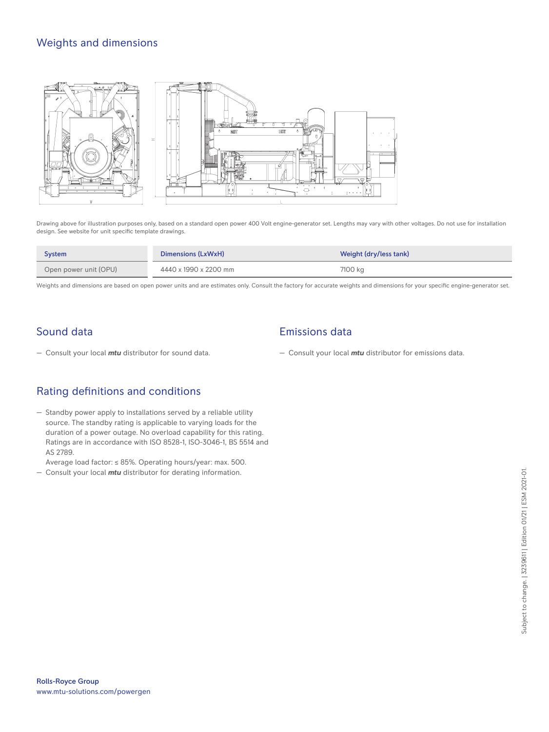## Weights and dimensions

Drawing above for illustration purposes only, based on a standard open power 400 Volt engine-generator set. Lengths may vary with other voltages. Do not use for installation design. See website for unit specific template drawings.

| System | Dimensions (LxWxH) | Weight (dry/less tank) |
|---|---|---|
| Open power unit (OPU) | 4440 x 1990 x 2200 mm | 7100 kg |

Weights and dimensions are based on open power units and are estimates only. Consult the factory for accurate weights and dimensions for your specific engine-generator set.

## Sound data

- Consult your local ***mtu*** distributor for sound data.

## Emissions data

- Consult your local ***mtu*** distributor for emissions data.

## Rating definitions and conditions

- Standby power apply to installations served by a reliable utility source. The standby rating is applicable to varying loads for the duration of a power outage. No overload capability for this rating. Ratings are in accordance with ISO 8528-1, ISO-3046-1, BS 5514 and AS 2789.
  Average load factor: ≤ 85%. Operating hours/year: max. 500.
- Consult your local ***mtu*** distributor for derating information.

Subject to change. | 3239611 | Edition 01/21 | ESM 2021-01.

**Rolls-Royce Group**
www.mtu-solutions.com/powergen